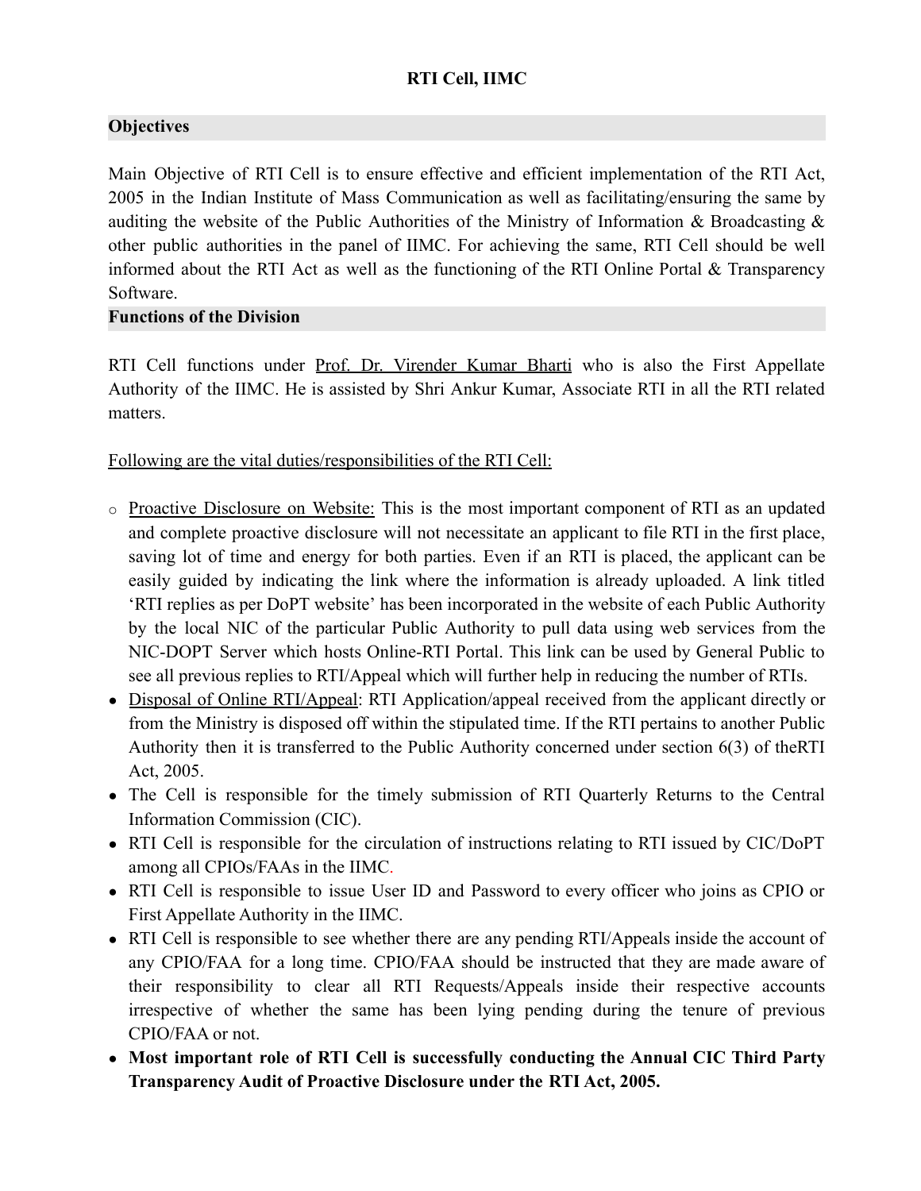# RTI Cell, IIMC

## Objectives

Main Objective of RTI Cell is to ensure effective and efficient implementation of the RTI Act, 2005 in the Indian Institute of Mass Communication as well as facilitating/ensuring the same by auditing the website of the Public Authorities of the Ministry of Information & Broadcasting & other public authorities in the panel of IIMC. For achieving the same, RTI Cell should be well informed about the RTI Act as well as the functioning of the RTI Online Portal & Transparency Software.

## Functions of the Division

RTI Cell functions under Prof. Dr. Virender Kumar Bharti who is also the First Appellate Authority of the IIMC. He is assisted by Shri Ankur Kumar, Associate RTI in all the RTI related matters.

Following are the vital duties/responsibilities of the RTI Cell:

- Proactive Disclosure on Website: This is the most important component of RTI as an updated and complete proactive disclosure will not necessitate an applicant to file RTI in the first place, saving lot of time and energy for both parties. Even if an RTI is placed, the applicant can be easily guided by indicating the link where the information is already uploaded. A link titled 'RTI replies as per DoPT website' has been incorporated in the website of each Public Authority by the local NIC of the particular Public Authority to pull data using web services from the NIC-DOPT Server which hosts Online-RTI Portal. This link can be used by General Public to see all previous replies to RTI/Appeal which will further help in reducing the number of RTIs.
- Disposal of Online RTI/Appeal: RTI Application/appeal received from the applicant directly or from the Ministry is disposed off within the stipulated time. If the RTI pertains to another Public Authority then it is transferred to the Public Authority concerned under section 6(3) of theRTI Act, 2005.
- The Cell is responsible for the timely submission of RTI Quarterly Returns to the Central Information Commission (CIC).
- RTI Cell is responsible for the circulation of instructions relating to RTI issued by CIC/DoPT among all CPIOs/FAAs in the IIMC.
- RTI Cell is responsible to issue User ID and Password to every officer who joins as CPIO or First Appellate Authority in the IIMC.
- RTI Cell is responsible to see whether there are any pending RTI/Appeals inside the account of any CPIO/FAA for a long time. CPIO/FAA should be instructed that they are made aware of their responsibility to clear all RTI Requests/Appeals inside their respective accounts irrespective of whether the same has been lying pending during the tenure of previous CPIO/FAA or not.
- **Most important role of RTI Cell is successfully conducting the Annual CIC Third Party Transparency Audit of Proactive Disclosure under the RTI Act, 2005.**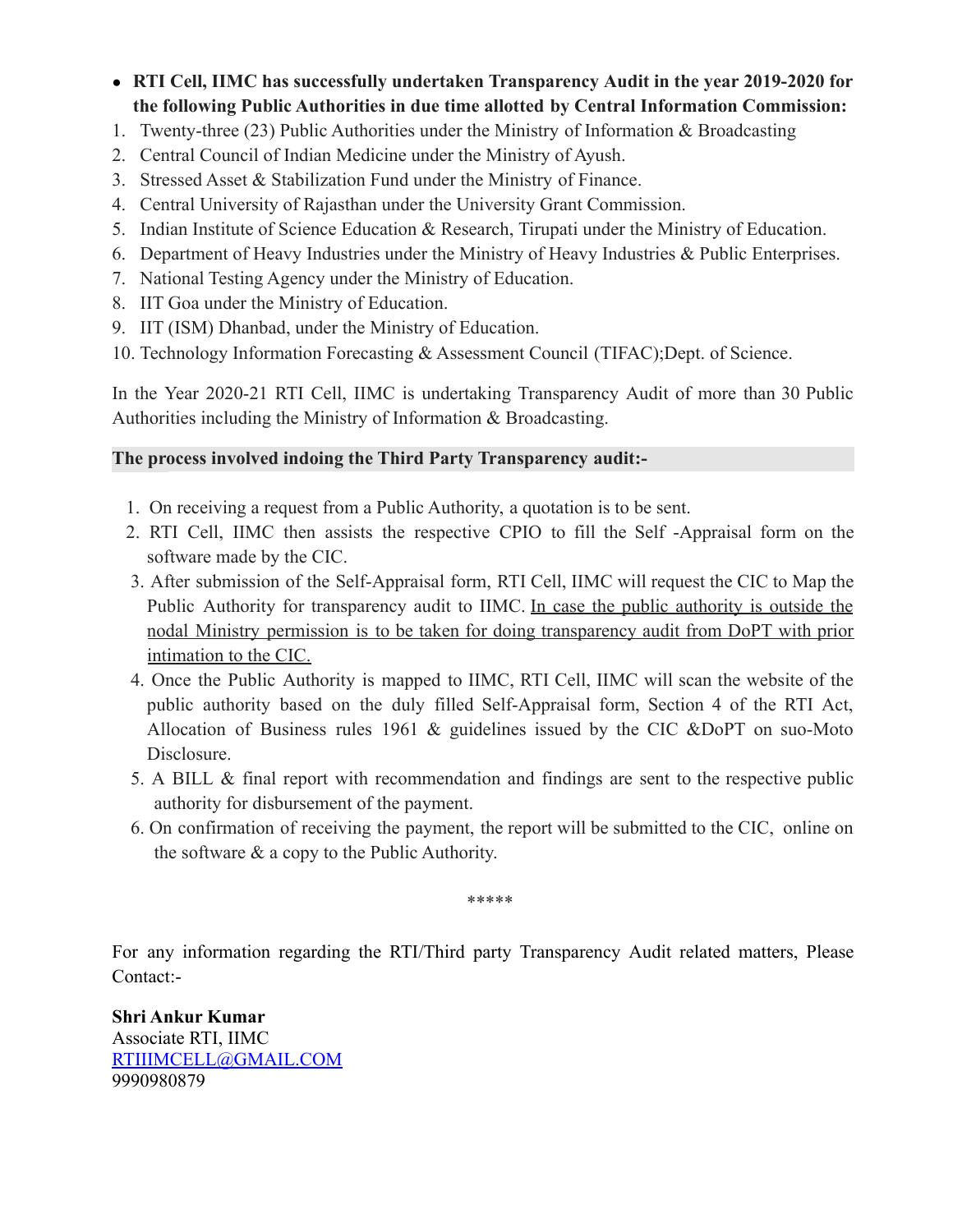- **RTI Cell, IIMC has successfully undertaken Transparency Audit in the year 2019-2020 for the following Public Authorities in due time allotted by Central Information Commission:**

1. Twenty-three (23) Public Authorities under the Ministry of Information & Broadcasting
2. Central Council of Indian Medicine under the Ministry of Ayush.
3. Stressed Asset & Stabilization Fund under the Ministry of Finance.
4. Central University of Rajasthan under the University Grant Commission.
5. Indian Institute of Science Education & Research, Tirupati under the Ministry of Education.
6. Department of Heavy Industries under the Ministry of Heavy Industries & Public Enterprises.
7. National Testing Agency under the Ministry of Education.
8. IIT Goa under the Ministry of Education.
9. IIT (ISM) Dhanbad, under the Ministry of Education.
10. Technology Information Forecasting & Assessment Council (TIFAC);Dept. of Science.

In the Year 2020-21 RTI Cell, IIMC is undertaking Transparency Audit of more than 30 Public Authorities including the Ministry of Information & Broadcasting.

**The process involved indoing the Third Party Transparency audit:-**

1. On receiving a request from a Public Authority, a quotation is to be sent.
2. RTI Cell, IIMC then assists the respective CPIO to fill the Self -Appraisal form on the software made by the CIC.
3. After submission of the Self-Appraisal form, RTI Cell, IIMC will request the CIC to Map the Public Authority for transparency audit to IIMC. <u>In case the public authority is outside the nodal Ministry permission is to be taken for doing transparency audit from DoPT with prior intimation to the CIC.</u>
4. Once the Public Authority is mapped to IIMC, RTI Cell, IIMC will scan the website of the public authority based on the duly filled Self-Appraisal form, Section 4 of the RTI Act, Allocation of Business rules 1961 & guidelines issued by the CIC &DoPT on suo-Moto Disclosure.
5. A BILL & final report with recommendation and findings are sent to the respective public authority for disbursement of the payment.
6. On confirmation of receiving the payment, the report will be submitted to the CIC, online on the software & a copy to the Public Authority.

*****

For any information regarding the RTI/Third party Transparency Audit related matters, Please Contact:-

**Shri Ankur Kumar**
Associate RTI, IIMC
RTIIIMCELL@GMAIL.COM
9990980879